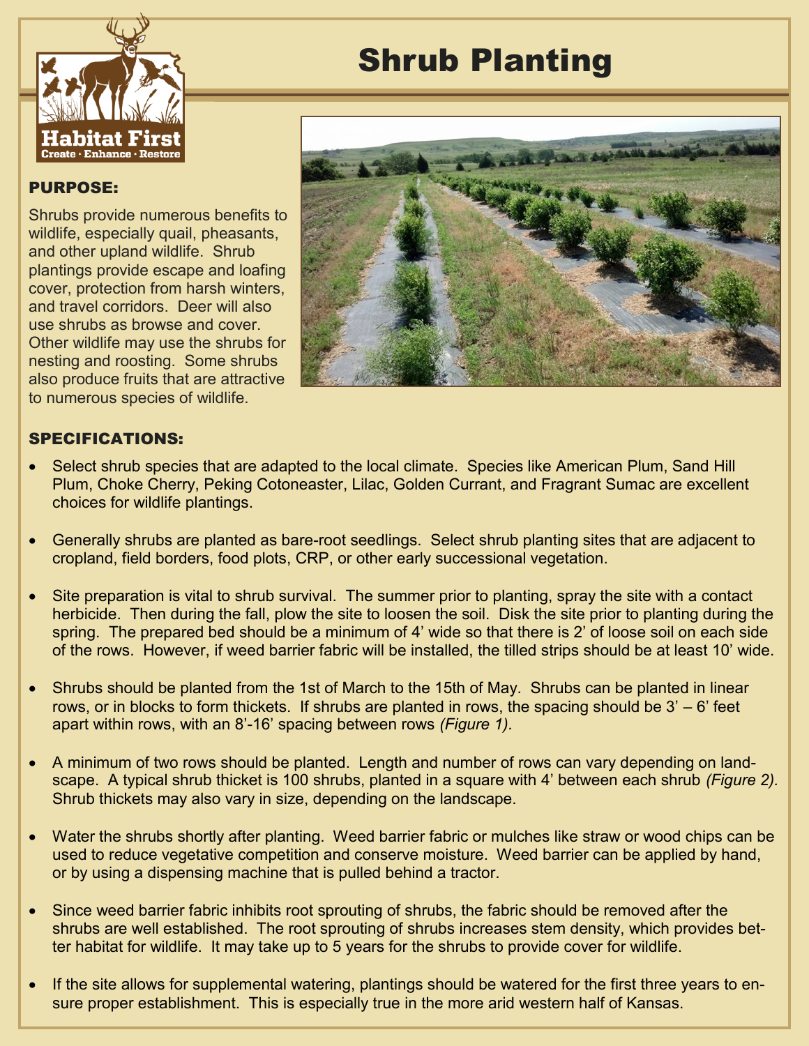# Shrub Planting

## PURPOSE:

Shrubs provide numerous benefits to wildlife, especially quail, pheasants, and other upland wildlife. Shrub plantings provide escape and loafing cover, protection from harsh winters, and travel corridors. Deer will also use shrubs as browse and cover. Other wildlife may use the shrubs for nesting and roosting. Some shrubs also produce fruits that are attractive to numerous species of wildlife.

## SPECIFICATIONS:

- Select shrub species that are adapted to the local climate. Species like American Plum, Sand Hill Plum, Choke Cherry, Peking Cotoneaster, Lilac, Golden Currant, and Fragrant Sumac are excellent choices for wildlife plantings.
- Generally shrubs are planted as bare-root seedlings. Select shrub planting sites that are adjacent to cropland, field borders, food plots, CRP, or other early successional vegetation.
- Site preparation is vital to shrub survival. The summer prior to planting, spray the site with a contact herbicide. Then during the fall, plow the site to loosen the soil. Disk the site prior to planting during the spring. The prepared bed should be a minimum of 4' wide so that there is 2' of loose soil on each side of the rows. However, if weed barrier fabric will be installed, the tilled strips should be at least 10' wide.
- Shrubs should be planted from the 1st of March to the 15th of May. Shrubs can be planted in linear rows, or in blocks to form thickets. If shrubs are planted in rows, the spacing should be 3' – 6' feet apart within rows, with an 8'-16' spacing between rows *(Figure 1).*
- A minimum of two rows should be planted. Length and number of rows can vary depending on landscape. A typical shrub thicket is 100 shrubs, planted in a square with 4' between each shrub *(Figure 2).* Shrub thickets may also vary in size, depending on the landscape.
- Water the shrubs shortly after planting. Weed barrier fabric or mulches like straw or wood chips can be used to reduce vegetative competition and conserve moisture. Weed barrier can be applied by hand, or by using a dispensing machine that is pulled behind a tractor.
- Since weed barrier fabric inhibits root sprouting of shrubs, the fabric should be removed after the shrubs are well established. The root sprouting of shrubs increases stem density, which provides better habitat for wildlife. It may take up to 5 years for the shrubs to provide cover for wildlife.
- If the site allows for supplemental watering, plantings should be watered for the first three years to ensure proper establishment. This is especially true in the more arid western half of Kansas.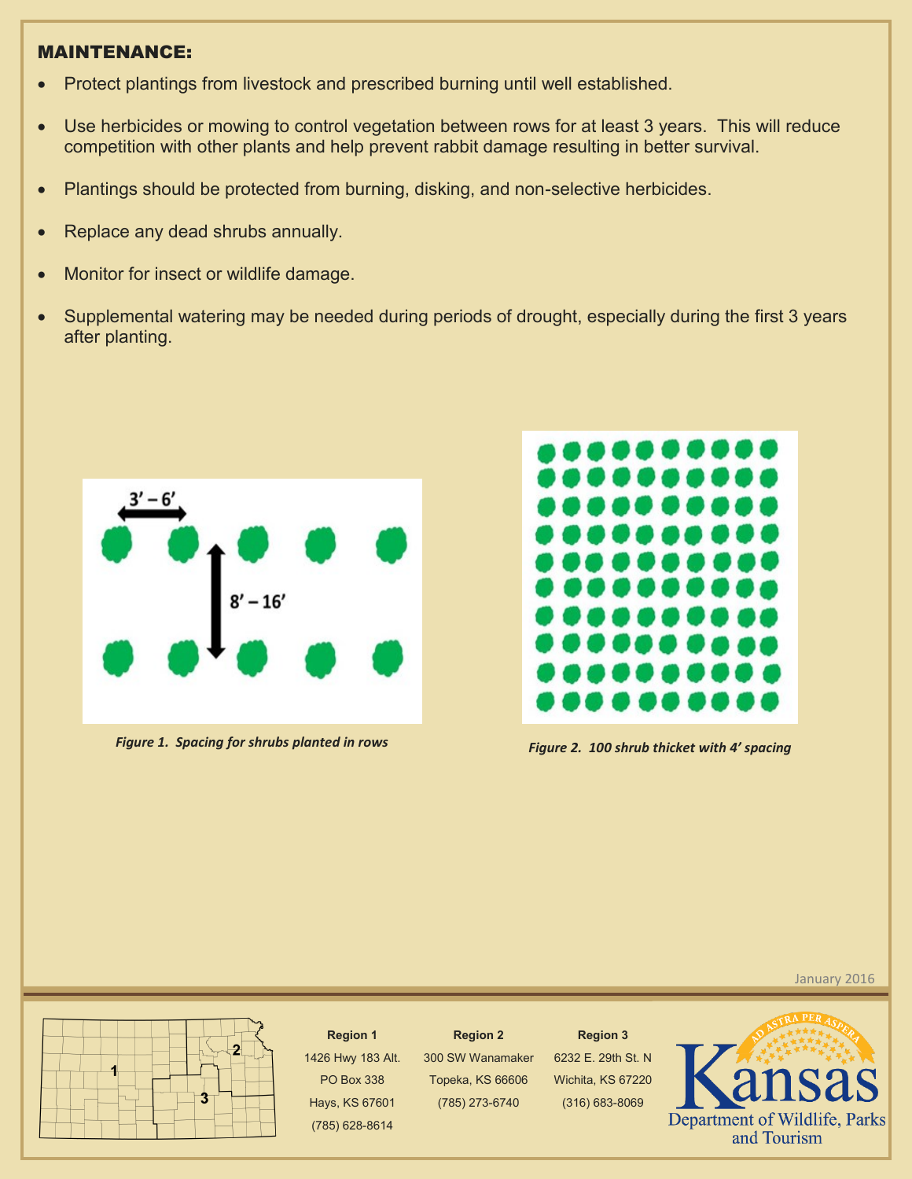## MAINTENANCE:

- Protect plantings from livestock and prescribed burning until well established.
- Use herbicides or mowing to control vegetation between rows for at least 3 years. This will reduce competition with other plants and help prevent rabbit damage resulting in better survival.
- Plantings should be protected from burning, disking, and non-selective herbicides.
- Replace any dead shrubs annually.
- Monitor for insect or wildlife damage.
- Supplemental watering may be needed during periods of drought, especially during the first 3 years after planting.

3' – 6'

8' – 16'

*Figure 1. Spacing for shrubs planted in rows*

*Figure 2. 100 shrub thicket with 4' spacing*

January 2016

1
2
3

**Region 1**
1426 Hwy 183 Alt.
PO Box 338
Hays, KS 67601
(785) 628-8614

**Region 2**
300 SW Wanamaker
Topeka, KS 66606
(785) 273-6740

**Region 3**
6232 E. 29th St. N
Wichita, KS 67220
(316) 683-8069

AD ASTRA PER ASPERA
Kansas
Department of Wildlife, Parks and Tourism